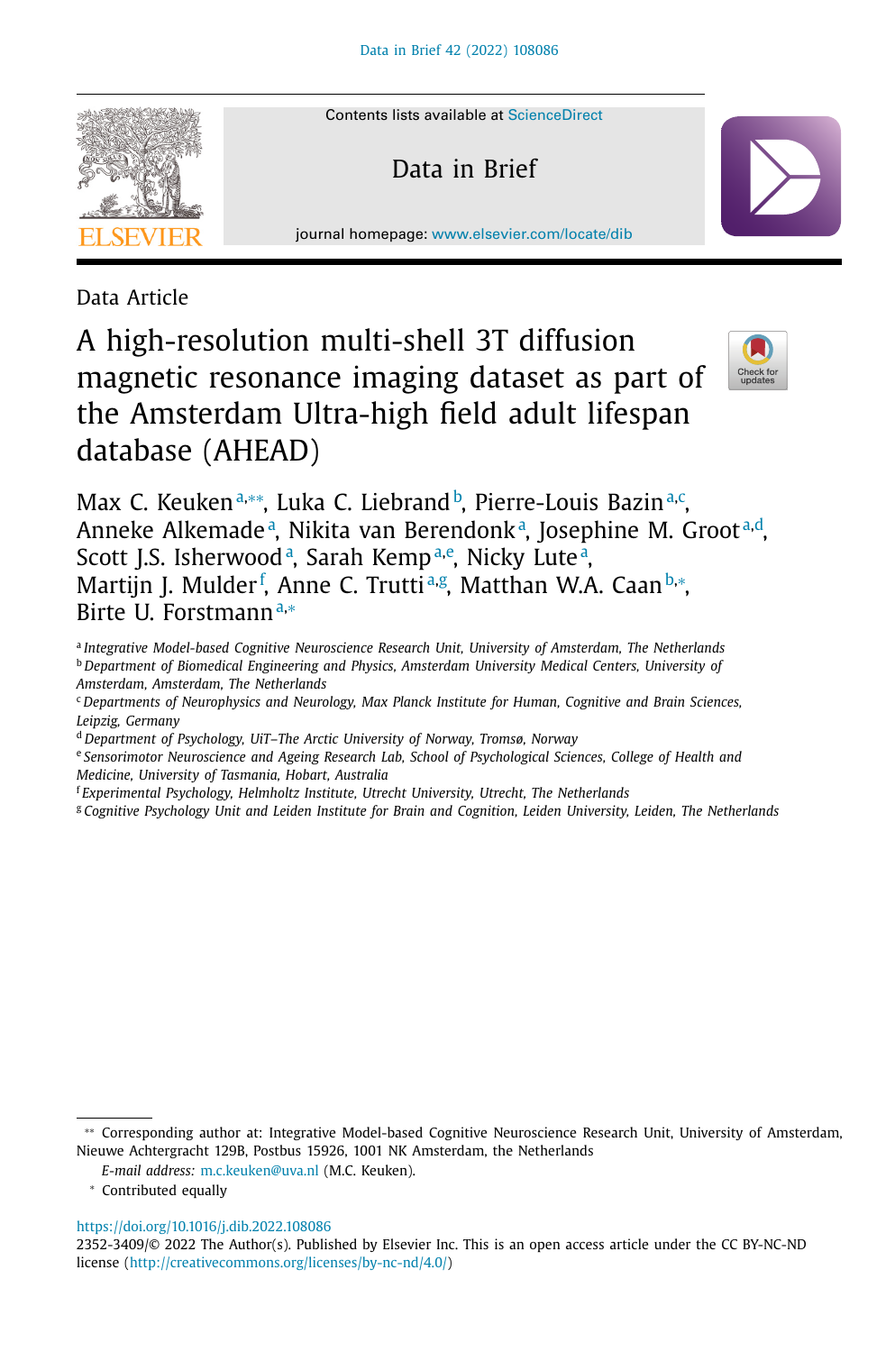Data Article

# A high-resolution multi-shell 3T diffusion magnetic resonance imaging dataset as part of the Amsterdam Ultra-high field adult lifespan database (AHEAD)

Max C. Keuken[a,**], Luka C. Liebrand[b], Pierre-Louis Bazin[a,c], Anneke Alkemade[a], Nikita van Berendonk[a], Josephine M. Groot[a,d], Scott J.S. Isherwood[a], Sarah Kemp[a,e], Nicky Lute[a], Martijn J. Mulder[f], Anne C. Trutti[a,g], Matthan W.A. Caan[b,*], Birte U. Forstmann[a,*]

[a] *Integrative Model-based Cognitive Neuroscience Research Unit, University of Amsterdam, The Netherlands*
[b] *Department of Biomedical Engineering and Physics, Amsterdam University Medical Centers, University of Amsterdam, Amsterdam, The Netherlands*
[c] *Departments of Neurophysics and Neurology, Max Planck Institute for Human, Cognitive and Brain Sciences, Leipzig, Germany*
[d] *Department of Psychology, UiT–The Arctic University of Norway, Tromsø, Norway*
[e] *Sensorimotor Neuroscience and Ageing Research Lab, School of Psychological Sciences, College of Health and Medicine, University of Tasmania, Hobart, Australia*
[f] *Experimental Psychology, Helmholtz Institute, Utrecht University, Utrecht, The Netherlands*
[g] *Cognitive Psychology Unit and Leiden Institute for Brain and Cognition, Leiden University, Leiden, The Netherlands*

** Corresponding author at: Integrative Model-based Cognitive Neuroscience Research Unit, University of Amsterdam, Nieuwe Achtergracht 129B, Postbus 15926, 1001 NK Amsterdam, the Netherlands

*E-mail address:* m.c.keuken@uva.nl (M.C. Keuken).

* Contributed equally

https://doi.org/10.1016/j.dib.2022.108086
2352-3409/© 2022 The Author(s). Published by Elsevier Inc. This is an open access article under the CC BY-NC-ND license (http://creativecommons.org/licenses/by-nc-nd/4.0/)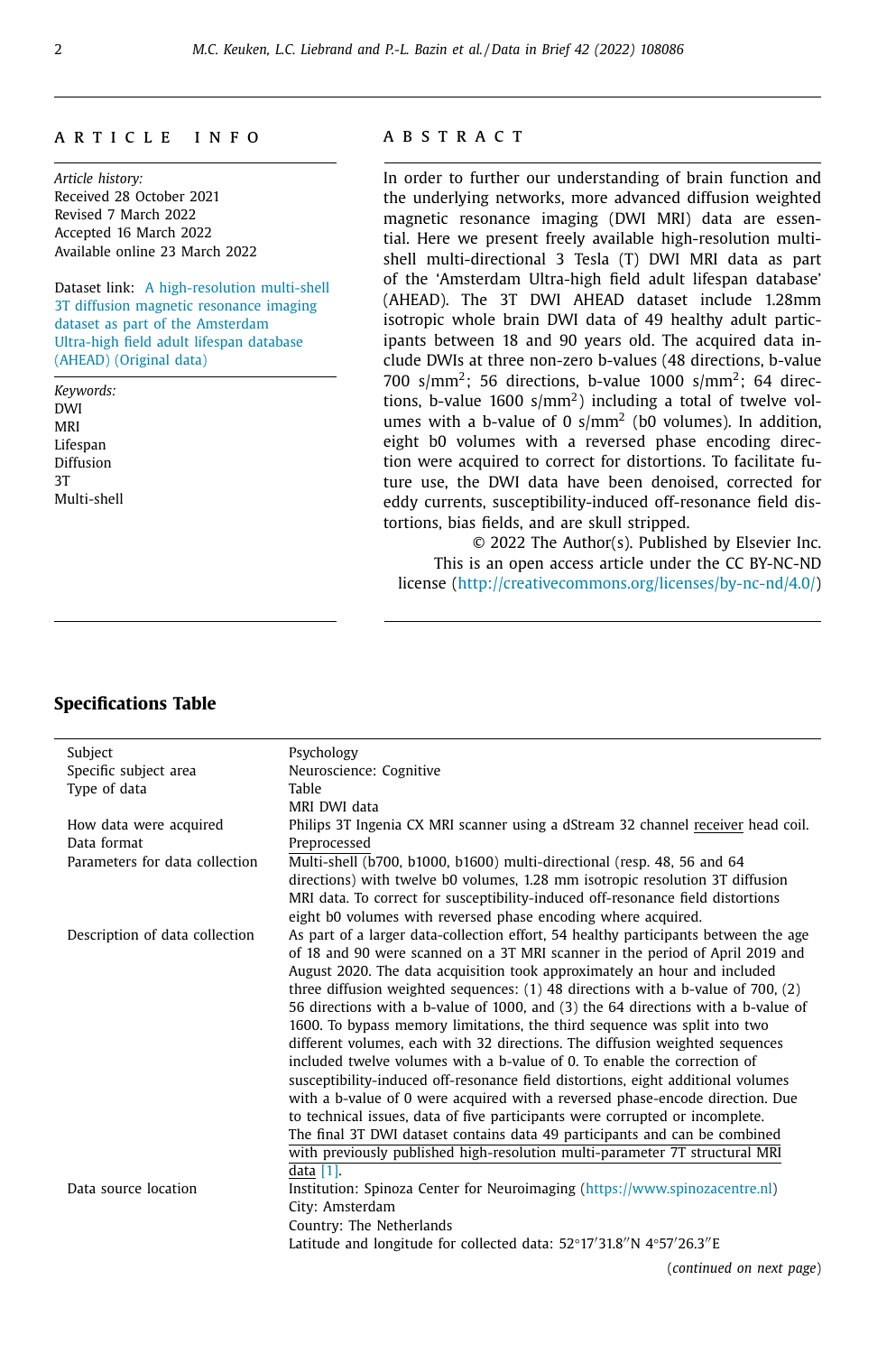A R T I C L E   I N F O

*Article history:*
Received 28 October 2021
Revised 7 March 2022
Accepted 16 March 2022
Available online 23 March 2022

Dataset link: A high-resolution multi-shell 3T diffusion magnetic resonance imaging dataset as part of the Amsterdam Ultra-high field adult lifespan database (AHEAD) (Original data)

*Keywords:*
DWI
MRI
Lifespan
Diffusion
3T
Multi-shell

A B S T R A C T

In order to further our understanding of brain function and the underlying networks, more advanced diffusion weighted magnetic resonance imaging (DWI MRI) data are essential. Here we present freely available high-resolution multi-shell multi-directional 3 Tesla (T) DWI MRI data as part of the 'Amsterdam Ultra-high field adult lifespan database' (AHEAD). The 3T DWI AHEAD dataset include 1.28mm isotropic whole brain DWI data of 49 healthy adult participants between 18 and 90 years old. The acquired data include DWIs at three non-zero b-values (48 directions, b-value 700 s/mm$^2$; 56 directions, b-value 1000 s/mm$^2$; 64 directions, b-value 1600 s/mm$^2$) including a total of twelve volumes with a b-value of 0 s/mm$^2$ (b0 volumes). In addition, eight b0 volumes with a reversed phase encoding direction were acquired to correct for distortions. To facilitate future use, the DWI data have been denoised, corrected for eddy currents, susceptibility-induced off-resonance field distortions, bias fields, and are skull stripped.

© 2022 The Author(s). Published by Elsevier Inc.
This is an open access article under the CC BY-NC-ND license (http://creativecommons.org/licenses/by-nc-nd/4.0/)

## Specifications Table

| | |
|---|---|
| Subject | Psychology |
| Specific subject area | Neuroscience: Cognitive |
| Type of data | Table<br>MRI DWI data |
| How data were acquired | Philips 3T Ingenia CX MRI scanner using a dStream 32 channel receiver head coil. |
| Data format | Preprocessed |
| Parameters for data collection | Multi-shell (b700, b1000, b1600) multi-directional (resp. 48, 56 and 64 directions) with twelve b0 volumes, 1.28 mm isotropic resolution 3T diffusion MRI data. To correct for susceptibility-induced off-resonance field distortions eight b0 volumes with reversed phase encoding where acquired. |
| Description of data collection | As part of a larger data-collection effort, 54 healthy participants between the age of 18 and 90 were scanned on a 3T MRI scanner in the period of April 2019 and August 2020. The data acquisition took approximately an hour and included three diffusion weighted sequences: (1) 48 directions with a b-value of 700, (2) 56 directions with a b-value of 1000, and (3) the 64 directions with a b-value of 1600. To bypass memory limitations, the third sequence was split into two different volumes, each with 32 directions. The diffusion weighted sequences included twelve volumes with a b-value of 0. To enable the correction of susceptibility-induced off-resonance field distortions, eight additional volumes with a b-value of 0 were acquired with a reversed phase-encode direction. Due to technical issues, data of five participants were corrupted or incomplete. The final 3T DWI dataset contains data 49 participants and can be combined with previously published high-resolution multi-parameter 7T structural MRI data [1]. |
| Data source location | Institution: Spinoza Center for Neuroimaging (https://www.spinozacentre.nl)<br>City: Amsterdam<br>Country: The Netherlands<br>Latitude and longitude for collected data: 52°17′31.8″N 4°57′26.3″E |

(*continued on next page*)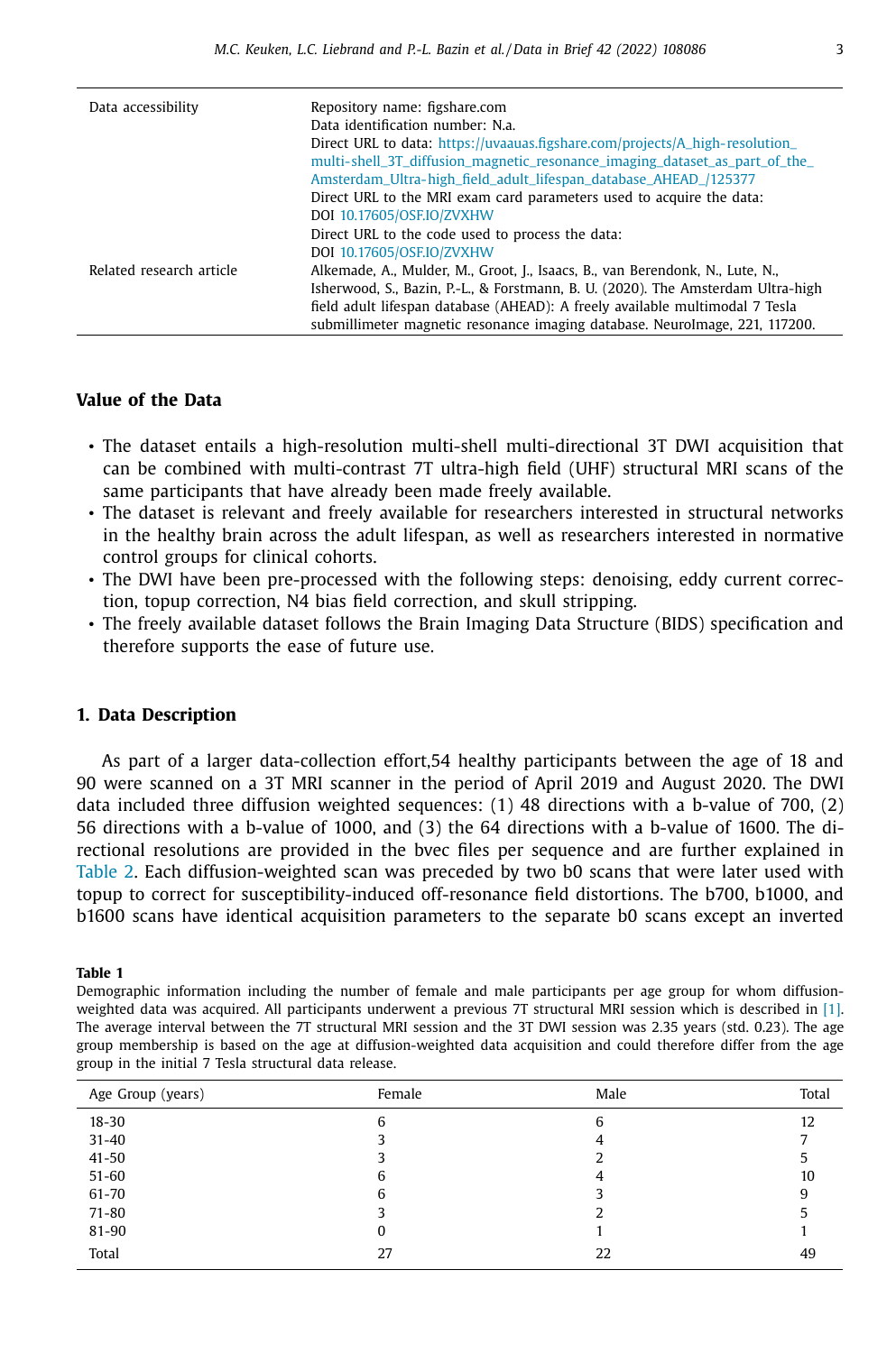| | |
|---|---|
| Data accessibility | Repository name: figshare.com<br>Data identification number: N.a.<br>Direct URL to data: https://uvaauas.figshare.com/projects/A_high-resolution_multi-shell_3T_diffusion_magnetic_resonance_imaging_dataset_as_part_of_the_Amsterdam_Ultra-high_field_adult_lifespan_database_AHEAD_/125377<br>Direct URL to the MRI exam card parameters used to acquire the data:<br>DOI 10.17605/OSF.IO/ZVXHW<br>Direct URL to the code used to process the data:<br>DOI 10.17605/OSF.IO/ZVXHW |
| Related research article | Alkemade, A., Mulder, M., Groot, J., Isaacs, B., van Berendonk, N., Lute, N., Isherwood, S., Bazin, P.-L., & Forstmann, B. U. (2020). The Amsterdam Ultra-high field adult lifespan database (AHEAD): A freely available multimodal 7 Tesla submillimeter magnetic resonance imaging database. NeuroImage, 221, 117200. |

## Value of the Data

- The dataset entails a high-resolution multi-shell multi-directional 3T DWI acquisition that can be combined with multi-contrast 7T ultra-high field (UHF) structural MRI scans of the same participants that have already been made freely available.
- The dataset is relevant and freely available for researchers interested in structural networks in the healthy brain across the adult lifespan, as well as researchers interested in normative control groups for clinical cohorts.
- The DWI have been pre-processed with the following steps: denoising, eddy current correction, topup correction, N4 bias field correction, and skull stripping.
- The freely available dataset follows the Brain Imaging Data Structure (BIDS) specification and therefore supports the ease of future use.

## 1. Data Description

As part of a larger data-collection effort,54 healthy participants between the age of 18 and 90 were scanned on a 3T MRI scanner in the period of April 2019 and August 2020. The DWI data included three diffusion weighted sequences: (1) 48 directions with a b-value of 700, (2) 56 directions with a b-value of 1000, and (3) the 64 directions with a b-value of 1600. The directional resolutions are provided in the bvec files per sequence and are further explained in Table 2. Each diffusion-weighted scan was preceded by two b0 scans that were later used with topup to correct for susceptibility-induced off-resonance field distortions. The b700, b1000, and b1600 scans have identical acquisition parameters to the separate b0 scans except an inverted

**Table 1**

Demographic information including the number of female and male participants per age group for whom diffusion-weighted data was acquired. All participants underwent a previous 7T structural MRI session which is described in [1]. The average interval between the 7T structural MRI session and the 3T DWI session was 2.35 years (std. 0.23). The age group membership is based on the age at diffusion-weighted data acquisition and could therefore differ from the age group in the initial 7 Tesla structural data release.

| Age Group (years) | Female | Male | Total |
|---|---|---|---|
| 18-30 | 6 | 6 | 12 |
| 31-40 | 3 | 4 | 7 |
| 41-50 | 3 | 2 | 5 |
| 51-60 | 6 | 4 | 10 |
| 61-70 | 6 | 3 | 9 |
| 71-80 | 3 | 2 | 5 |
| 81-90 | 0 | 1 | 1 |
| Total | 27 | 22 | 49 |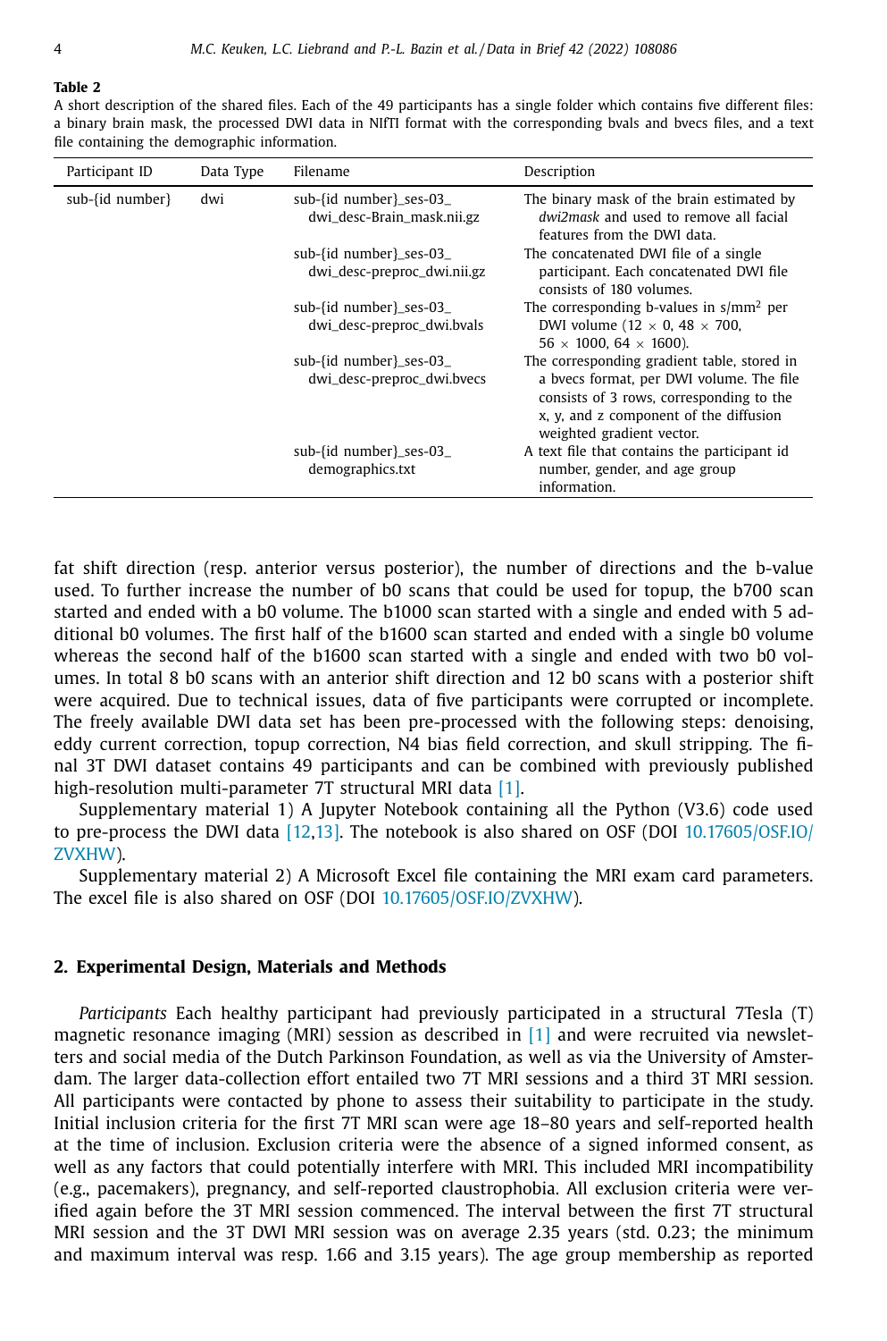**Table 2**
A short description of the shared files. Each of the 49 participants has a single folder which contains five different files: a binary brain mask, the processed DWI data in NIfTI format with the corresponding bvals and bvecs files, and a text file containing the demographic information.

| Participant ID | Data Type | Filename | Description |
|---|---|---|---|
| sub-{id number} | dwi | sub-{id number}_ses-03_ dwi_desc-Brain_mask.nii.gz | The binary mask of the brain estimated by *dwi2mask* and used to remove all facial features from the DWI data. |
| | | sub-{id number}_ses-03_ dwi_desc-preproc_dwi.nii.gz | The concatenated DWI file of a single participant. Each concatenated DWI file consists of 180 volumes. |
| | | sub-{id number}_ses-03_ dwi_desc-preproc_dwi.bvals | The corresponding b-values in s/mm$^2$ per DWI volume (12 × 0, 48 × 700, 56 × 1000, 64 × 1600). |
| | | sub-{id number}_ses-03_ dwi_desc-preproc_dwi.bvecs | The corresponding gradient table, stored in a bvecs format, per DWI volume. The file consists of 3 rows, corresponding to the x, y, and z component of the diffusion weighted gradient vector. |
| | | sub-{id number}_ses-03_ demographics.txt | A text file that contains the participant id number, gender, and age group information. |

fat shift direction (resp. anterior versus posterior), the number of directions and the b-value used. To further increase the number of b0 scans that could be used for topup, the b700 scan started and ended with a b0 volume. The b1000 scan started with a single and ended with 5 additional b0 volumes. The first half of the b1600 scan started and ended with a single b0 volume whereas the second half of the b1600 scan started with a single and ended with two b0 volumes. In total 8 b0 scans with an anterior shift direction and 12 b0 scans with a posterior shift were acquired. Due to technical issues, data of five participants were corrupted or incomplete. The freely available DWI data set has been pre-processed with the following steps: denoising, eddy current correction, topup correction, N4 bias field correction, and skull stripping. The final 3T DWI dataset contains 49 participants and can be combined with previously published high-resolution multi-parameter 7T structural MRI data [1].

Supplementary material 1) A Jupyter Notebook containing all the Python (V3.6) code used to pre-process the DWI data [12,13]. The notebook is also shared on OSF (DOI 10.17605/OSF.IO/ZVXHW).

Supplementary material 2) A Microsoft Excel file containing the MRI exam card parameters. The excel file is also shared on OSF (DOI 10.17605/OSF.IO/ZVXHW).

## 2. Experimental Design, Materials and Methods

*Participants* Each healthy participant had previously participated in a structural 7Tesla (T) magnetic resonance imaging (MRI) session as described in [1] and were recruited via newsletters and social media of the Dutch Parkinson Foundation, as well as via the University of Amsterdam. The larger data-collection effort entailed two 7T MRI sessions and a third 3T MRI session. All participants were contacted by phone to assess their suitability to participate in the study. Initial inclusion criteria for the first 7T MRI scan were age 18–80 years and self-reported health at the time of inclusion. Exclusion criteria were the absence of a signed informed consent, as well as any factors that could potentially interfere with MRI. This included MRI incompatibility (e.g., pacemakers), pregnancy, and self-reported claustrophobia. All exclusion criteria were verified again before the 3T MRI session commenced. The interval between the first 7T structural MRI session and the 3T DWI MRI session was on average 2.35 years (std. 0.23; the minimum and maximum interval was resp. 1.66 and 3.15 years). The age group membership as reported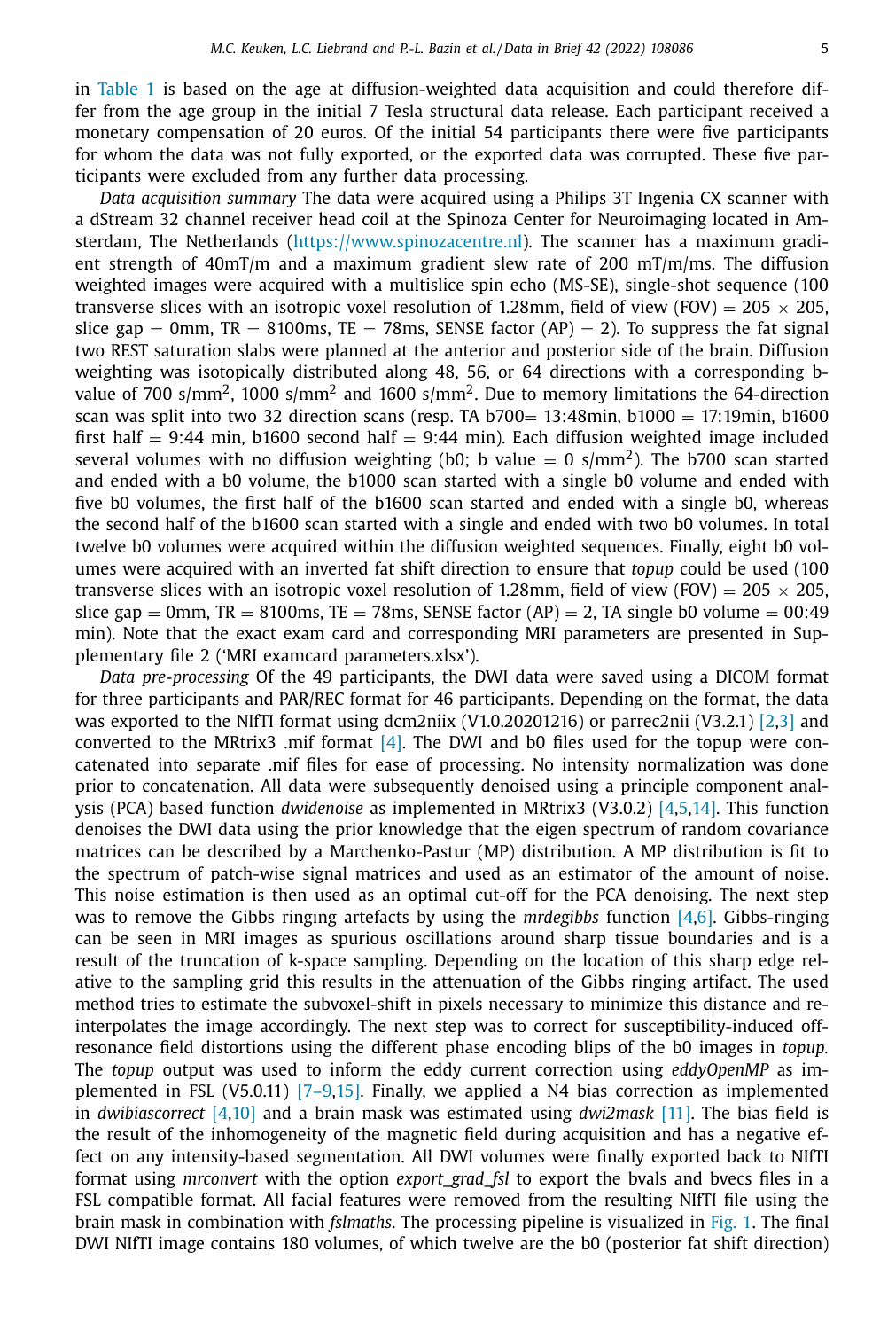in Table 1 is based on the age at diffusion-weighted data acquisition and could therefore differ from the age group in the initial 7 Tesla structural data release. Each participant received a monetary compensation of 20 euros. Of the initial 54 participants there were five participants for whom the data was not fully exported, or the exported data was corrupted. These five participants were excluded from any further data processing.

*Data acquisition summary* The data were acquired using a Philips 3T Ingenia CX scanner with a dStream 32 channel receiver head coil at the Spinoza Center for Neuroimaging located in Amsterdam, The Netherlands (https://www.spinozacentre.nl). The scanner has a maximum gradient strength of 40mT/m and a maximum gradient slew rate of 200 mT/m/ms. The diffusion weighted images were acquired with a multislice spin echo (MS-SE), single-shot sequence (100 transverse slices with an isotropic voxel resolution of 1.28mm, field of view (FOV) = 205 × 205, slice gap = 0mm, TR = 8100ms, TE = 78ms, SENSE factor (AP) = 2). To suppress the fat signal two REST saturation slabs were planned at the anterior and posterior side of the brain. Diffusion weighting was isotopically distributed along 48, 56, or 64 directions with a corresponding b-value of 700 s/mm$^2$, 1000 s/mm$^2$ and 1600 s/mm$^2$. Due to memory limitations the 64-direction scan was split into two 32 direction scans (resp. TA b700= 13:48min, b1000 = 17:19min, b1600 first half = 9:44 min, b1600 second half = 9:44 min). Each diffusion weighted image included several volumes with no diffusion weighting (b0; b value = 0 s/mm$^2$). The b700 scan started and ended with a b0 volume, the b1000 scan started with a single b0 volume and ended with five b0 volumes, the first half of the b1600 scan started and ended with a single b0, whereas the second half of the b1600 scan started with a single and ended with two b0 volumes. In total twelve b0 volumes were acquired within the diffusion weighted sequences. Finally, eight b0 volumes were acquired with an inverted fat shift direction to ensure that *topup* could be used (100 transverse slices with an isotropic voxel resolution of 1.28mm, field of view (FOV) = 205 × 205, slice gap = 0mm, TR = 8100ms, TE = 78ms, SENSE factor (AP) = 2, TA single b0 volume = 00:49 min). Note that the exact exam card and corresponding MRI parameters are presented in Supplementary file 2 ('MRI examcard parameters.xlsx').

*Data pre-processing* Of the 49 participants, the DWI data were saved using a DICOM format for three participants and PAR/REC format for 46 participants. Depending on the format, the data was exported to the NIfTI format using dcm2niix (V1.0.20201216) or parrec2nii (V3.2.1) [2,3] and converted to the MRtrix3 .mif format [4]. The DWI and b0 files used for the topup were concatenated into separate .mif files for ease of processing. No intensity normalization was done prior to concatenation. All data were subsequently denoised using a principle component analysis (PCA) based function *dwidenoise* as implemented in MRtrix3 (V3.0.2) [4,5,14]. This function denoises the DWI data using the prior knowledge that the eigen spectrum of random covariance matrices can be described by a Marchenko-Pastur (MP) distribution. A MP distribution is fit to the spectrum of patch-wise signal matrices and used as an estimator of the amount of noise. This noise estimation is then used as an optimal cut-off for the PCA denoising. The next step was to remove the Gibbs ringing artefacts by using the *mrdegibbs* function [4,6]. Gibbs-ringing can be seen in MRI images as spurious oscillations around sharp tissue boundaries and is a result of the truncation of k-space sampling. Depending on the location of this sharp edge relative to the sampling grid this results in the attenuation of the Gibbs ringing artifact. The used method tries to estimate the subvoxel-shift in pixels necessary to minimize this distance and re-interpolates the image accordingly. The next step was to correct for susceptibility-induced off-resonance field distortions using the different phase encoding blips of the b0 images in *topup.* The *topup* output was used to inform the eddy current correction using *eddyOpenMP* as implemented in FSL (V5.0.11) [7–9,15]. Finally, we applied a N4 bias correction as implemented in *dwibiascorrect* [4,10] and a brain mask was estimated using *dwi2mask* [11]. The bias field is the result of the inhomogeneity of the magnetic field during acquisition and has a negative effect on any intensity-based segmentation. All DWI volumes were finally exported back to NIfTI format using *mrconvert* with the option *export_grad_fsl* to export the bvals and bvecs files in a FSL compatible format. All facial features were removed from the resulting NIfTI file using the brain mask in combination with *fslmaths*. The processing pipeline is visualized in Fig. 1. The final DWI NIfTI image contains 180 volumes, of which twelve are the b0 (posterior fat shift direction)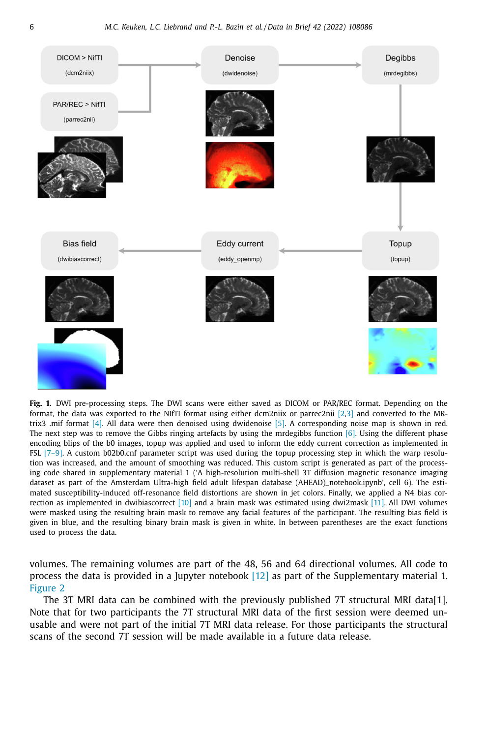**Fig. 1.** DWI pre-processing steps. The DWI scans were either saved as DICOM or PAR/REC format. Depending on the format, the data was exported to the NIfTI format using either dcm2niix or parrec2nii [2,3] and converted to the MRtrix3 .mif format [4]. All data were then denoised using dwidenoise [5]. A corresponding noise map is shown in red. The next step was to remove the Gibbs ringing artefacts by using the mrdegibbs function [6]. Using the different phase encoding blips of the b0 images, topup was applied and used to inform the eddy current correction as implemented in FSL [7–9]. A custom b02b0.cnf parameter script was used during the topup processing step in which the warp resolution was increased, and the amount of smoothing was reduced. This custom script is generated as part of the processing code shared in supplementary material 1 ('A high-resolution multi-shell 3T diffusion magnetic resonance imaging dataset as part of the Amsterdam Ultra-high field adult lifespan database (AHEAD)_notebook.ipynb', cell 6). The estimated susceptibility-induced off-resonance field distortions are shown in jet colors. Finally, we applied a N4 bias correction as implemented in dwibiascorrect [10] and a brain mask was estimated using dwi2mask [11]. All DWI volumes were masked using the resulting brain mask to remove any facial features of the participant. The resulting bias field is given in blue, and the resulting binary brain mask is given in white. In between parentheses are the exact functions used to process the data.

volumes. The remaining volumes are part of the 48, 56 and 64 directional volumes. All code to process the data is provided in a Jupyter notebook [12] as part of the Supplementary material 1. Figure 2

The 3T MRI data can be combined with the previously published 7T structural MRI data[1]. Note that for two participants the 7T structural MRI data of the first session were deemed unusable and were not part of the initial 7T MRI data release. For those participants the structural scans of the second 7T session will be made available in a future data release.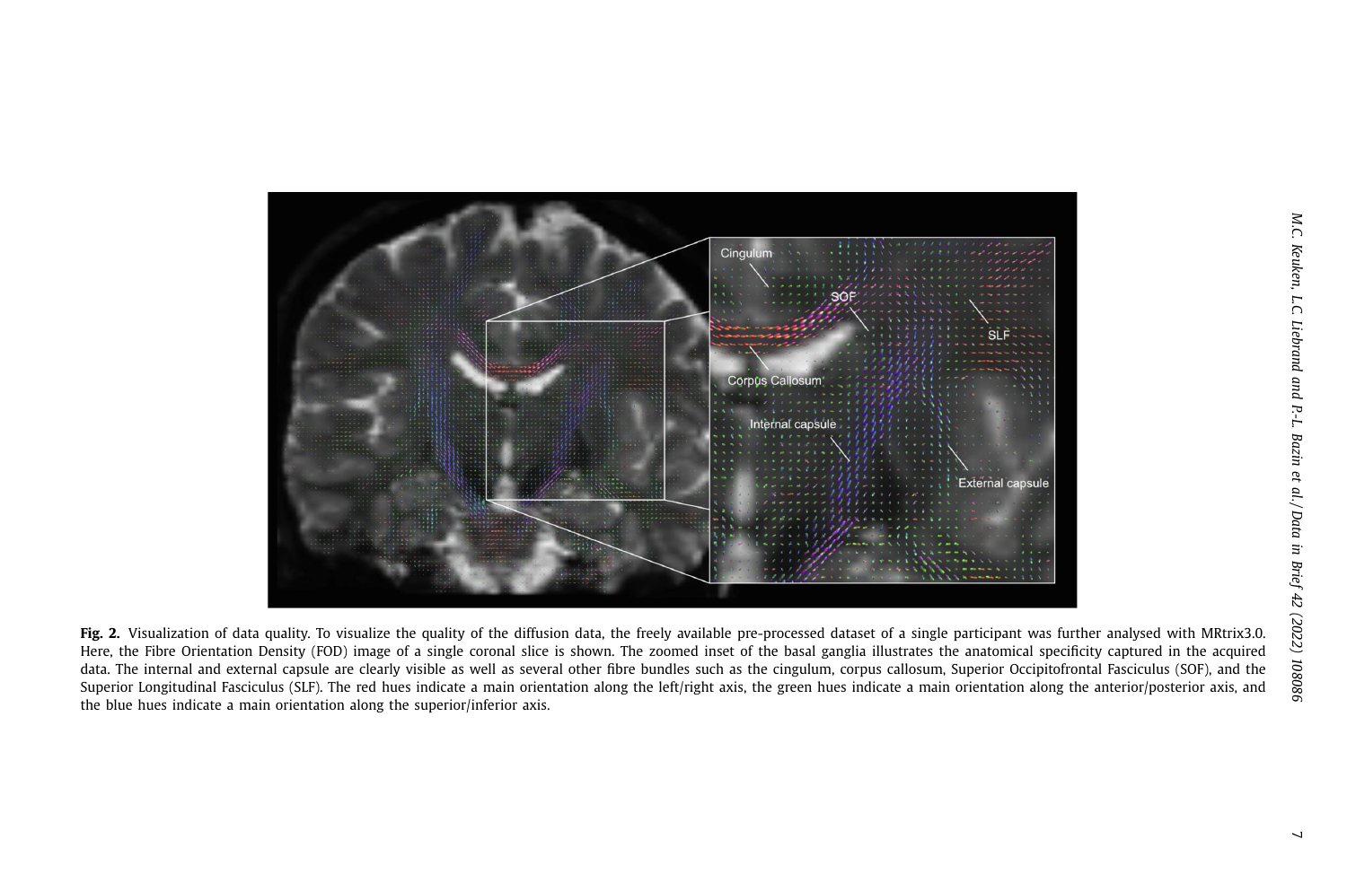**Fig. 2.** Visualization of data quality. To visualize the quality of the diffusion data, the freely available pre-processed dataset of a single participant was further analysed with MRtrix3.0. Here, the Fibre Orientation Density (FOD) image of a single coronal slice is shown. The zoomed inset of the basal ganglia illustrates the anatomical specificity captured in the acquired data. The internal and external capsule are clearly visible as well as several other fibre bundles such as the cingulum, corpus callosum, Superior Occipitofrontal Fasciculus (SOF), and the Superior Longitudinal Fasciculus (SLF). The red hues indicate a main orientation along the left/right axis, the green hues indicate a main orientation along the anterior/posterior axis, and the blue hues indicate a main orientation along the superior/inferior axis.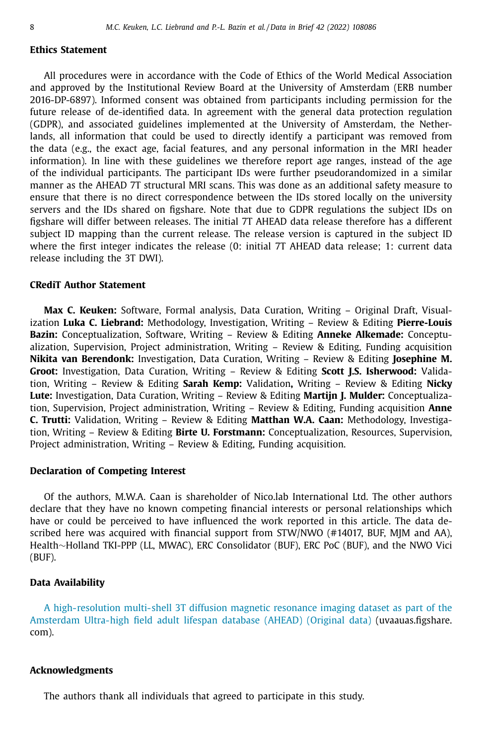## Ethics Statement

All procedures were in accordance with the Code of Ethics of the World Medical Association and approved by the Institutional Review Board at the University of Amsterdam (ERB number 2016-DP-6897). Informed consent was obtained from participants including permission for the future release of de-identified data. In agreement with the general data protection regulation (GDPR), and associated guidelines implemented at the University of Amsterdam, the Netherlands, all information that could be used to directly identify a participant was removed from the data (e.g., the exact age, facial features, and any personal information in the MRI header information). In line with these guidelines we therefore report age ranges, instead of the age of the individual participants. The participant IDs were further pseudorandomized in a similar manner as the AHEAD 7T structural MRI scans. This was done as an additional safety measure to ensure that there is no direct correspondence between the IDs stored locally on the university servers and the IDs shared on figshare. Note that due to GDPR regulations the subject IDs on figshare will differ between releases. The initial 7T AHEAD data release therefore has a different subject ID mapping than the current release. The release version is captured in the subject ID where the first integer indicates the release (0: initial 7T AHEAD data release; 1: current data release including the 3T DWI).

## CRediT Author Statement

**Max C. Keuken:** Software, Formal analysis, Data Curation, Writing – Original Draft, Visualization **Luka C. Liebrand:** Methodology, Investigation, Writing – Review & Editing **Pierre-Louis Bazin:** Conceptualization, Software, Writing – Review & Editing **Anneke Alkemade:** Conceptualization, Supervision, Project administration, Writing – Review & Editing, Funding acquisition **Nikita van Berendonk:** Investigation, Data Curation, Writing – Review & Editing **Josephine M. Groot:** Investigation, Data Curation, Writing – Review & Editing **Scott J.S. Isherwood:** Validation, Writing – Review & Editing **Sarah Kemp:** Validation**,** Writing – Review & Editing **Nicky Lute:** Investigation, Data Curation, Writing – Review & Editing **Martijn J. Mulder:** Conceptualization, Supervision, Project administration, Writing – Review & Editing, Funding acquisition **Anne C. Trutti:** Validation, Writing – Review & Editing **Matthan W.A. Caan:** Methodology, Investigation, Writing – Review & Editing **Birte U. Forstmann:** Conceptualization, Resources, Supervision, Project administration, Writing – Review & Editing, Funding acquisition.

## Declaration of Competing Interest

Of the authors, M.W.A. Caan is shareholder of Nico.lab International Ltd. The other authors declare that they have no known competing financial interests or personal relationships which have or could be perceived to have influenced the work reported in this article. The data described here was acquired with financial support from STW/NWO (#14017, BUF, MJM and AA), Health~Holland TKI-PPP (LL, MWAC), ERC Consolidator (BUF), ERC PoC (BUF), and the NWO Vici (BUF).

## Data Availability

A high-resolution multi-shell 3T diffusion magnetic resonance imaging dataset as part of the Amsterdam Ultra-high field adult lifespan database (AHEAD) (Original data) (uvaauas.figshare.com).

## Acknowledgments

The authors thank all individuals that agreed to participate in this study.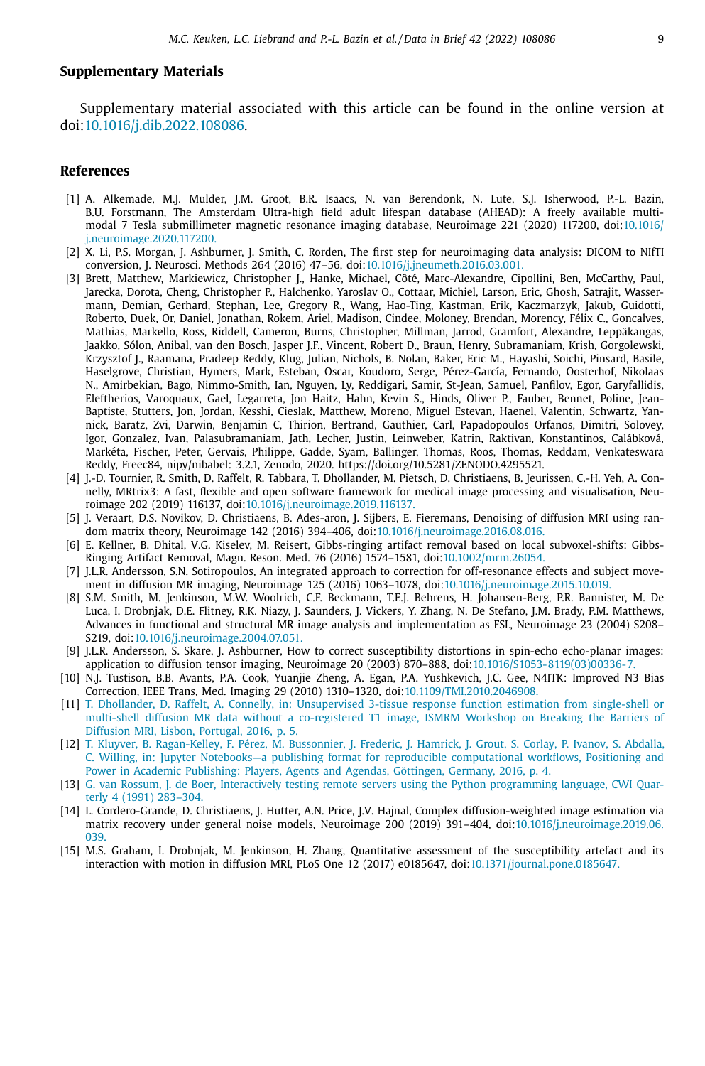## Supplementary Materials

Supplementary material associated with this article can be found in the online version at doi:10.1016/j.dib.2022.108086.

## References

[1] A. Alkemade, M.J. Mulder, J.M. Groot, B.R. Isaacs, N. van Berendonk, N. Lute, S.J. Isherwood, P.-L. Bazin, B.U. Forstmann, The Amsterdam Ultra-high field adult lifespan database (AHEAD): A freely available multimodal 7 Tesla submillimeter magnetic resonance imaging database, Neuroimage 221 (2020) 117200, doi:10.1016/j.neuroimage.2020.117200.

[2] X. Li, P.S. Morgan, J. Ashburner, J. Smith, C. Rorden, The first step for neuroimaging data analysis: DICOM to NIfTI conversion, J. Neurosci. Methods 264 (2016) 47–56, doi:10.1016/j.jneumeth.2016.03.001.

[3] Brett, Matthew, Markiewicz, Christopher J., Hanke, Michael, Côté, Marc-Alexandre, Cipollini, Ben, McCarthy, Paul, Jarecka, Dorota, Cheng, Christopher P., Halchenko, Yaroslav O., Cottaar, Michiel, Larson, Eric, Ghosh, Satrajit, Wassermann, Demian, Gerhard, Stephan, Lee, Gregory R., Wang, Hao-Ting, Kastman, Erik, Kaczmarzyk, Jakub, Guidotti, Roberto, Duek, Or, Daniel, Jonathan, Rokem, Ariel, Madison, Cindee, Moloney, Brendan, Morency, Félix C., Goncalves, Mathias, Markello, Ross, Riddell, Cameron, Burns, Christopher, Millman, Jarrod, Gramfort, Alexandre, Leppäkangas, Jaakko, Sólon, Anibal, van den Bosch, Jasper J.F., Vincent, Robert D., Braun, Henry, Subramaniam, Krish, Gorgolewski, Krzysztof J., Raamana, Pradeep Reddy, Klug, Julian, Nichols, B. Nolan, Baker, Eric M., Hayashi, Soichi, Pinsard, Basile, Haselgrove, Christian, Hymers, Mark, Esteban, Oscar, Koudoro, Serge, Pérez-García, Fernando, Oosterhof, Nikolaas N., Amirbekian, Bago, Nimmo-Smith, Ian, Nguyen, Ly, Reddigari, Samir, St-Jean, Samuel, Panfilov, Egor, Garyfallidis, Eleftherios, Varoquaux, Gael, Legarreta, Jon Haitz, Hahn, Kevin S., Hinds, Oliver P., Fauber, Bennet, Poline, Jean-Baptiste, Stutters, Jon, Jordan, Kesshi, Cieslak, Matthew, Moreno, Miguel Estevan, Haenel, Valentin, Schwartz, Yannick, Baratz, Zvi, Darwin, Benjamin C, Thirion, Bertrand, Gauthier, Carl, Papadopoulos Orfanos, Dimitri, Solovey, Igor, Gonzalez, Ivan, Palasubramaniam, Jath, Lecher, Justin, Leinweber, Katrin, Raktivan, Konstantinos, Calábková, Markéta, Fischer, Peter, Gervais, Philippe, Gadde, Syam, Ballinger, Thomas, Roos, Thomas, Reddam, Venkateswara Reddy, Freec84, nipy/nibabel: 3.2.1, Zenodo, 2020. https://doi.org/10.5281/ZENODO.4295521.

[4] J.-D. Tournier, R. Smith, D. Raffelt, R. Tabbara, T. Dhollander, M. Pietsch, D. Christiaens, B. Jeurissen, C.-H. Yeh, A. Connelly, MRtrix3: A fast, flexible and open software framework for medical image processing and visualisation, Neuroimage 202 (2019) 116137, doi:10.1016/j.neuroimage.2019.116137.

[5] J. Veraart, D.S. Novikov, D. Christiaens, B. Ades-aron, J. Sijbers, E. Fieremans, Denoising of diffusion MRI using random matrix theory, Neuroimage 142 (2016) 394–406, doi:10.1016/j.neuroimage.2016.08.016.

[6] E. Kellner, B. Dhital, V.G. Kiselev, M. Reisert, Gibbs-ringing artifact removal based on local subvoxel-shifts: Gibbs-Ringing Artifact Removal, Magn. Reson. Med. 76 (2016) 1574–1581, doi:10.1002/mrm.26054.

[7] J.L.R. Andersson, S.N. Sotiropoulos, An integrated approach to correction for off-resonance effects and subject movement in diffusion MR imaging, Neuroimage 125 (2016) 1063–1078, doi:10.1016/j.neuroimage.2015.10.019.

[8] S.M. Smith, M. Jenkinson, M.W. Woolrich, C.F. Beckmann, T.E.J. Behrens, H. Johansen-Berg, P.R. Bannister, M. De Luca, I. Drobnjak, D.E. Flitney, R.K. Niazy, J. Saunders, J. Vickers, Y. Zhang, N. De Stefano, J.M. Brady, P.M. Matthews, Advances in functional and structural MR image analysis and implementation as FSL, Neuroimage 23 (2004) S208–S219, doi:10.1016/j.neuroimage.2004.07.051.

[9] J.L.R. Andersson, S. Skare, J. Ashburner, How to correct susceptibility distortions in spin-echo echo-planar images: application to diffusion tensor imaging, Neuroimage 20 (2003) 870–888, doi:10.1016/S1053-8119(03)00336-7.

[10] N.J. Tustison, B.B. Avants, P.A. Cook, Yuanjie Zheng, A. Egan, P.A. Yushkevich, J.C. Gee, N4ITK: Improved N3 Bias Correction, IEEE Trans, Med. Imaging 29 (2010) 1310–1320, doi:10.1109/TMI.2010.2046908.

[11] T. Dhollander, D. Raffelt, A. Connelly, in: Unsupervised 3-tissue response function estimation from single-shell or multi-shell diffusion MR data without a co-registered T1 image, ISMRM Workshop on Breaking the Barriers of Diffusion MRI, Lisbon, Portugal, 2016, p. 5.

[12] T. Kluyver, B. Ragan-Kelley, F. Pérez, M. Bussonnier, J. Frederic, J. Hamrick, J. Grout, S. Corlay, P. Ivanov, S. Abdalla, C. Willing, in: Jupyter Notebooks—a publishing format for reproducible computational workflows, Positioning and Power in Academic Publishing: Players, Agents and Agendas, Göttingen, Germany, 2016, p. 4.

[13] G. van Rossum, J. de Boer, Interactively testing remote servers using the Python programming language, CWI Quarterly 4 (1991) 283–304.

[14] L. Cordero-Grande, D. Christiaens, J. Hutter, A.N. Price, J.V. Hajnal, Complex diffusion-weighted image estimation via matrix recovery under general noise models, Neuroimage 200 (2019) 391–404, doi:10.1016/j.neuroimage.2019.06.039.

[15] M.S. Graham, I. Drobnjak, M. Jenkinson, H. Zhang, Quantitative assessment of the susceptibility artefact and its interaction with motion in diffusion MRI, PLoS One 12 (2017) e0185647, doi:10.1371/journal.pone.0185647.